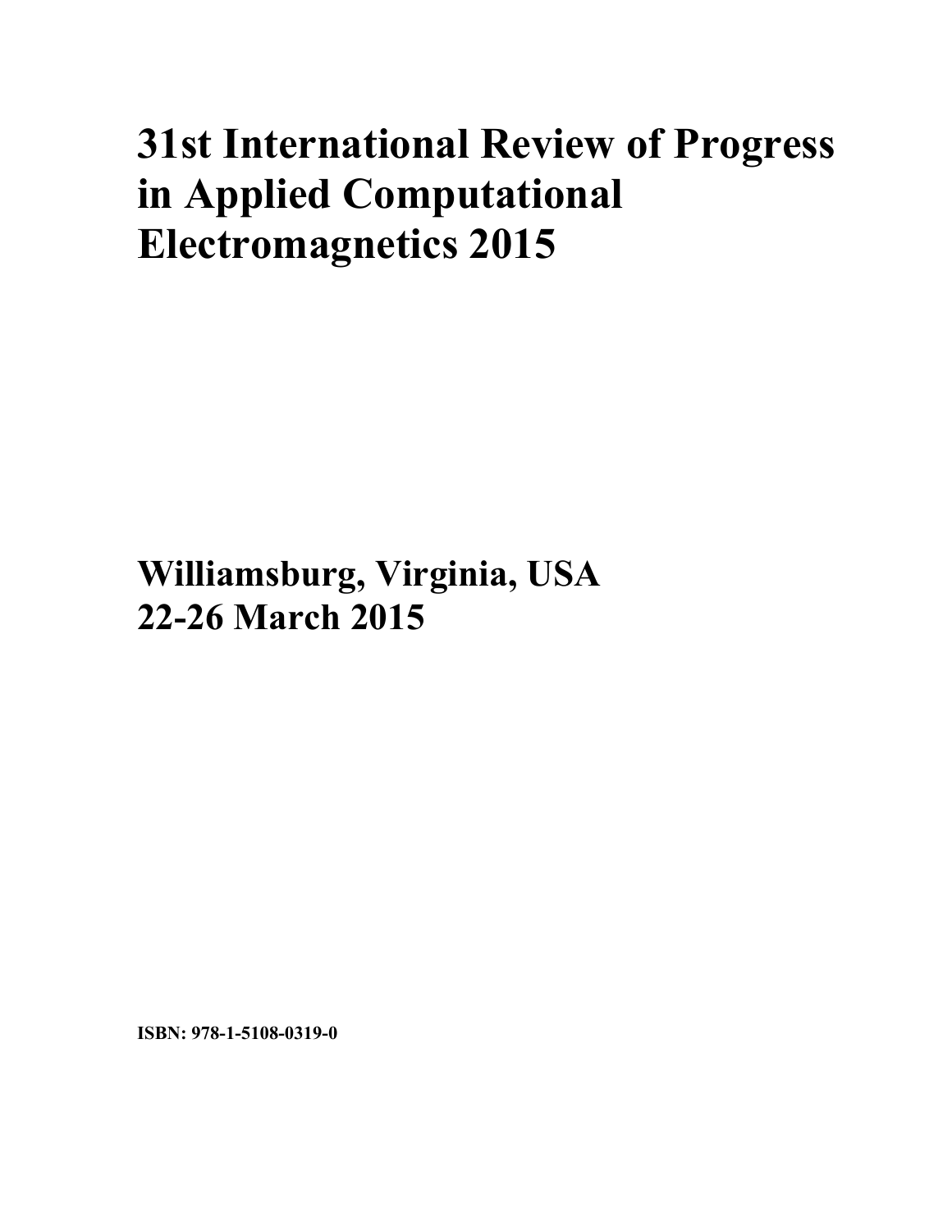# 31st International Review of Progress in Applied Computational Electromagnetics 2015

## Williamsburg, Virginia, USA
## 22-26 March 2015

**ISBN: 978-1-5108-0319-0**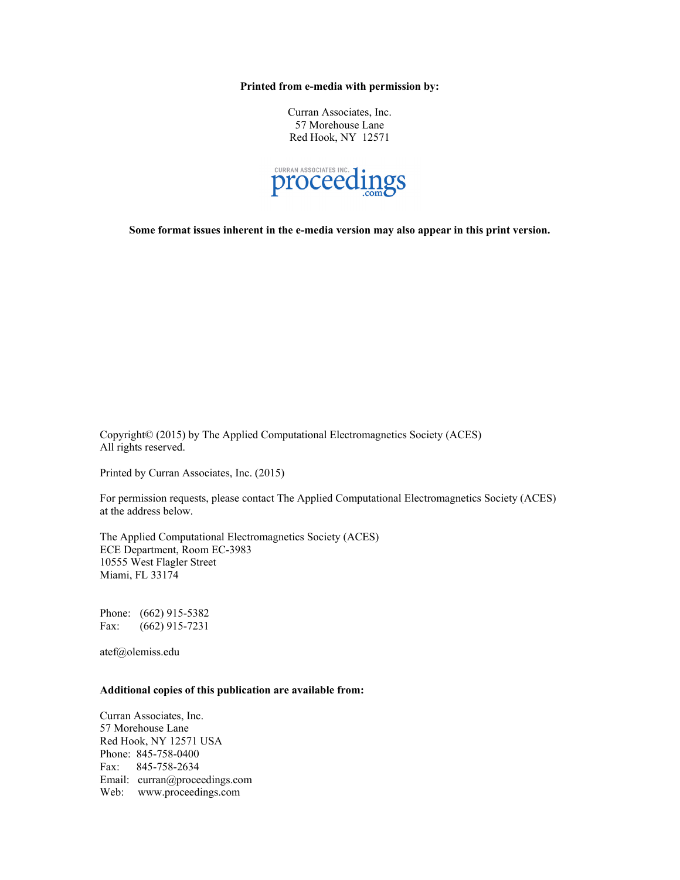**Printed from e-media with permission by:**

Curran Associates, Inc.
57 Morehouse Lane
Red Hook, NY 12571

CURRAN ASSOCIATES INC.
proceedings
.com

**Some format issues inherent in the e-media version may also appear in this print version.**

Copyright© (2015) by The Applied Computational Electromagnetics Society (ACES)
All rights reserved.

Printed by Curran Associates, Inc. (2015)

For permission requests, please contact The Applied Computational Electromagnetics Society (ACES) at the address below.

The Applied Computational Electromagnetics Society (ACES)
ECE Department, Room EC-3983
10555 West Flagler Street
Miami, FL 33174

Phone: (662) 915-5382
Fax: (662) 915-7231

atef@olemiss.edu

**Additional copies of this publication are available from:**

Curran Associates, Inc.
57 Morehouse Lane
Red Hook, NY 12571 USA
Phone: 845-758-0400
Fax: 845-758-2634
Email: curran@proceedings.com
Web: www.proceedings.com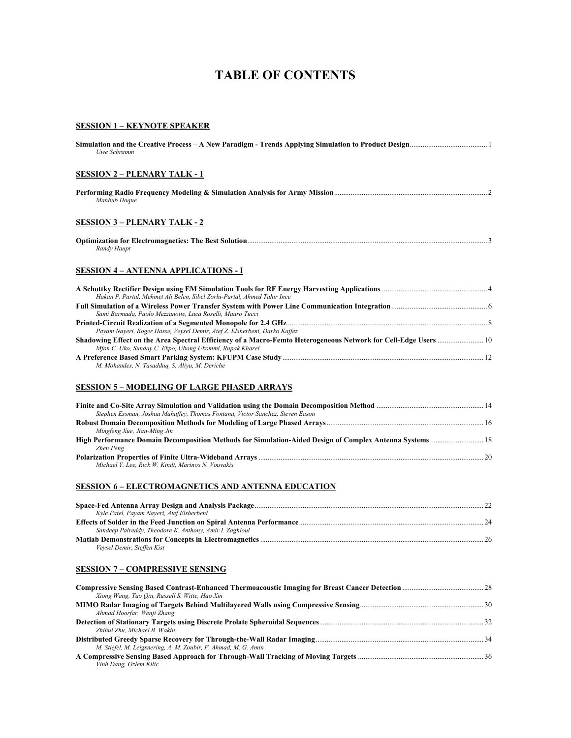# TABLE OF CONTENTS

## SESSION 1 – KEYNOTE SPEAKER

**Simulation and the Creative Process – A New Paradigm - Trends Applying Simulation to Product Design** ........................................ 1
*Uwe Schramm*

## SESSION 2 – PLENARY TALK - 1

**Performing Radio Frequency Modeling & Simulation Analysis for Army Mission** ........................................ 2
*Mahbub Hoque*

## SESSION 3 – PLENARY TALK - 2

**Optimization for Electromagnetics: The Best Solution** ........................................ 3
*Randy Haupt*

## SESSION 4 – ANTENNA APPLICATIONS - I

**A Schottky Rectifier Design using EM Simulation Tools for RF Energy Harvesting Applications** ........................................ 4
*Hakan P. Partal, Mehmet Ali Belen, Sibel Zorlu-Partal, Ahmed Tahir Ince*

**Full Simulation of a Wireless Power Transfer System with Power Line Communication Integration** ........................................ 6
*Sami Barmada, Paolo Mezzanotte, Luca Roselli, Mauro Tucci*

**Printed-Circuit Realization of a Segmented Monopole for 2.4 GHz** ........................................ 8
*Payam Nayeri, Roger Hasse, Veysel Demir, Atef Z. Elsherbeni, Darko Kajfez*

**Shadowing Effect on the Area Spectral Efficiency of a Macro-Femto Heterogeneous Network for Cell-Edge Users** ........................................ 10
*Mfon C. Uko, Sunday C. Ekpo, Ubong Ukommi, Rupak Kharel*

**A Preference Based Smart Parking System: KFUPM Case Study** ........................................ 12
*M. Mohandes, N. Tasadduq, S. Aliyu, M. Deriche*

## SESSION 5 – MODELING OF LARGE PHASED ARRAYS

**Finite and Co-Site Array Simulation and Validation using the Domain Decomposition Method** ........................................ 14
*Stephen Essman, Joshua Mahaffey, Thomas Fontana, Victor Sanchez, Steven Eason*

**Robust Domain Decomposition Methods for Modeling of Large Phased Arrays** ........................................ 16
*Mingfeng Xue, Jian-Ming Jin*

**High Performance Domain Decomposition Methods for Simulation-Aided Design of Complex Antenna Systems** ........................................ 18
*Zhen Peng*

**Polarization Properties of Finite Ultra-Wideband Arrays** ........................................ 20
*Michael Y. Lee, Rick W. Kindt, Marinos N. Vouvakis*

## SESSION 6 – ELECTROMAGNETICS AND ANTENNA EDUCATION

**Space-Fed Antenna Array Design and Analysis Package** ........................................ 22
*Kyle Patel, Payam Nayeri, Atef Elsherbeni*

**Effects of Solder in the Feed Junction on Spiral Antenna Performance** ........................................ 24
*Sandeep Palreddy, Theodore K. Anthony, Amir I. Zaghloul*

**Matlab Demonstrations for Concepts in Electromagnetics** ........................................ 26
*Veysel Demir, Steffen Kist*

## SESSION 7 – COMPRESSIVE SENSING

**Compressive Sensing Based Contrast-Enhanced Thermoacoustic Imaging for Breast Cancer Detection** ........................................ 28
*Xiong Wang, Tao Qin, Russell S. Witte, Hao Xin*

**MIMO Radar Imaging of Targets Behind Multilayered Walls using Compressive Sensing** ........................................ 30
*Ahmad Hoorfar, Wenji Zhang*

**Detection of Stationary Targets using Discrete Prolate Spheroidal Sequences** ........................................ 32
*Zhihui Zhu, Michael B. Wakin*

**Distributed Greedy Sparse Recovery for Through-the-Wall Radar Imaging** ........................................ 34
*M. Stiefel, M. Leigsnering, A. M. Zoubir, F. Ahmad, M. G. Amin*

**A Compressive Sensing Based Approach for Through-Wall Tracking of Moving Targets** ........................................ 36
*Vinh Dang, Ozlem Kilic*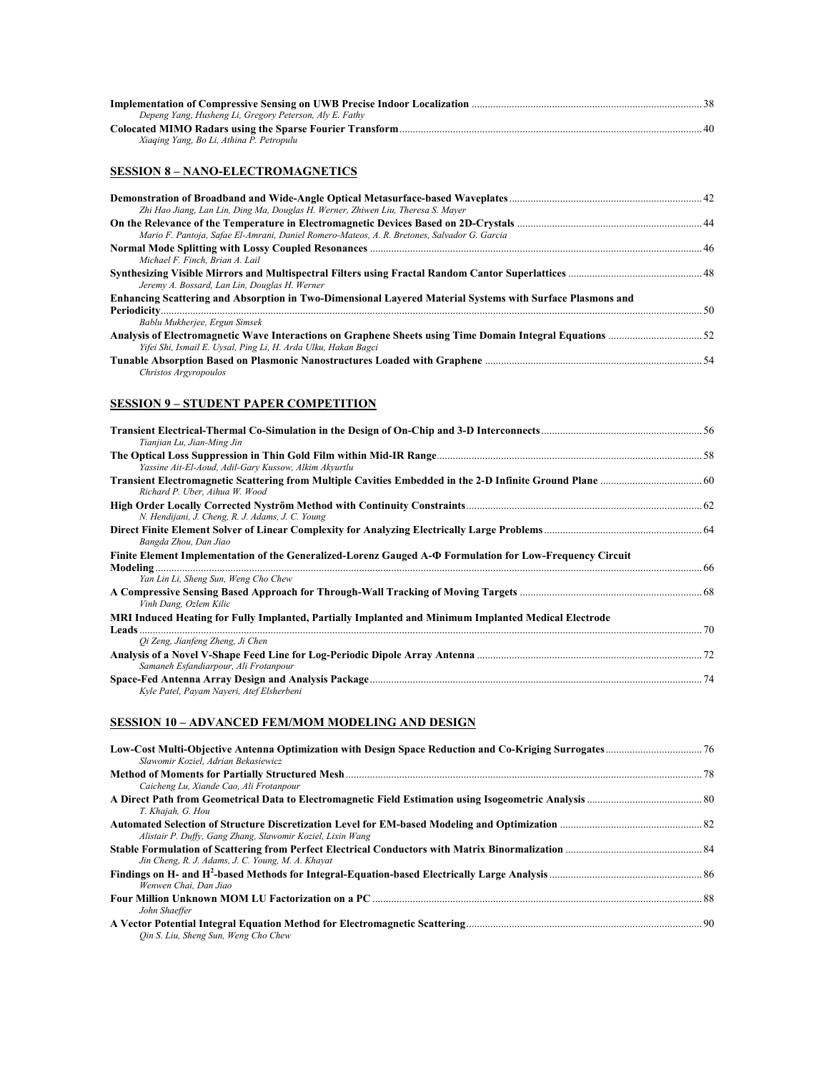**Implementation of Compressive Sensing on UWB Precise Indoor Localization** ........ 38
*Depeng Yang, Husheng Li, Gregory Peterson, Aly E. Fathy*

**Colocated MIMO Radars using the Sparse Fourier Transform** ........ 40
*Xiaqing Yang, Bo Li, Athina P. Petropulu*

## SESSION 8 – NANO-ELECTROMAGNETICS

**Demonstration of Broadband and Wide-Angle Optical Metasurface-based Waveplates** ........ 42
*Zhi Hao Jiang, Lan Lin, Ding Ma, Douglas H. Werner, Zhiwen Liu, Theresa S. Mayer*

**On the Relevance of the Temperature in Electromagnetic Devices Based on 2D-Crystals** ........ 44
*Mario F. Pantoja, Safae El-Amrani, Daniel Romero-Mateos, A. R. Bretones, Salvador G. Garcia*

**Normal Mode Splitting with Lossy Coupled Resonances** ........ 46
*Michael F. Finch, Brian A. Lail*

**Synthesizing Visible Mirrors and Multispectral Filters using Fractal Random Cantor Superlattices** ........ 48
*Jeremy A. Bossard, Lan Lin, Douglas H. Werner*

**Enhancing Scattering and Absorption in Two-Dimensional Layered Material Systems with Surface Plasmons and Periodicity** ........ 50
*Bablu Mukherjee, Ergun Simsek*

**Analysis of Electromagnetic Wave Interactions on Graphene Sheets using Time Domain Integral Equations** ........ 52
*Yifei Shi, Ismail E. Uysal, Ping Li, H. Arda Ulku, Hakan Bagci*

**Tunable Absorption Based on Plasmonic Nanostructures Loaded with Graphene** ........ 54
*Christos Argyropoulos*

## SESSION 9 – STUDENT PAPER COMPETITION

**Transient Electrical-Thermal Co-Simulation in the Design of On-Chip and 3-D Interconnects** ........ 56
*Tianjian Lu, Jian-Ming Jin*

**The Optical Loss Suppression in Thin Gold Film within Mid-IR Range** ........ 58
*Yassine Ait-El-Aoud, Adil-Gary Kussow, Alkim Akyurtlu*

**Transient Electromagnetic Scattering from Multiple Cavities Embedded in the 2-D Infinite Ground Plane** ........ 60
*Richard P. Uber, Aihua W. Wood*

**High Order Locally Corrected Nyström Method with Continuity Constraints** ........ 62
*N. Hendijani, J. Cheng, R. J. Adams, J. C. Young*

**Direct Finite Element Solver of Linear Complexity for Analyzing Electrically Large Problems** ........ 64
*Bangda Zhou, Dan Jiao*

**Finite Element Implementation of the Generalized-Lorenz Gauged A-Φ Formulation for Low-Frequency Circuit Modeling** ........ 66
*Yan Lin Li, Sheng Sun, Weng Cho Chew*

**A Compressive Sensing Based Approach for Through-Wall Tracking of Moving Targets** ........ 68
*Vinh Dang, Ozlem Kilic*

**MRI Induced Heating for Fully Implanted, Partially Implanted and Minimum Implanted Medical Electrode Leads** ........ 70
*Qi Zeng, Jianfeng Zheng, Ji Chen*

**Analysis of a Novel V-Shape Feed Line for Log-Periodic Dipole Array Antenna** ........ 72
*Samaneh Esfandiarpour, Ali Frotanpour*

**Space-Fed Antenna Array Design and Analysis Package** ........ 74
*Kyle Patel, Payam Nayeri, Atef Elsherbeni*

## SESSION 10 – ADVANCED FEM/MOM MODELING AND DESIGN

**Low-Cost Multi-Objective Antenna Optimization with Design Space Reduction and Co-Kriging Surrogates** ........ 76
*Slawomir Koziel, Adrian Bekasiewicz*

**Method of Moments for Partially Structured Mesh** ........ 78
*Caicheng Lu, Xiande Cao, Ali Frotanpour*

**A Direct Path from Geometrical Data to Electromagnetic Field Estimation using Isogeometric Analysis** ........ 80
*T. Khajah, G. Hou*

**Automated Selection of Structure Discretization Level for EM-based Modeling and Optimization** ........ 82
*Alistair P. Duffy, Gang Zhang, Slawomir Koziel, Lixin Wang*

**Stable Formulation of Scattering from Perfect Electrical Conductors with Matrix Binormalization** ........ 84
*Jin Cheng, R. J. Adams, J. C. Young, M. A. Khayat*

**Findings on H- and $H^2$-based Methods for Integral-Equation-based Electrically Large Analysis** ........ 86
*Wenwen Chai, Dan Jiao*

**Four Million Unknown MOM LU Factorization on a PC** ........ 88
*John Shaeffer*

**A Vector Potential Integral Equation Method for Electromagnetic Scattering** ........ 90
*Qin S. Liu, Sheng Sun, Weng Cho Chew*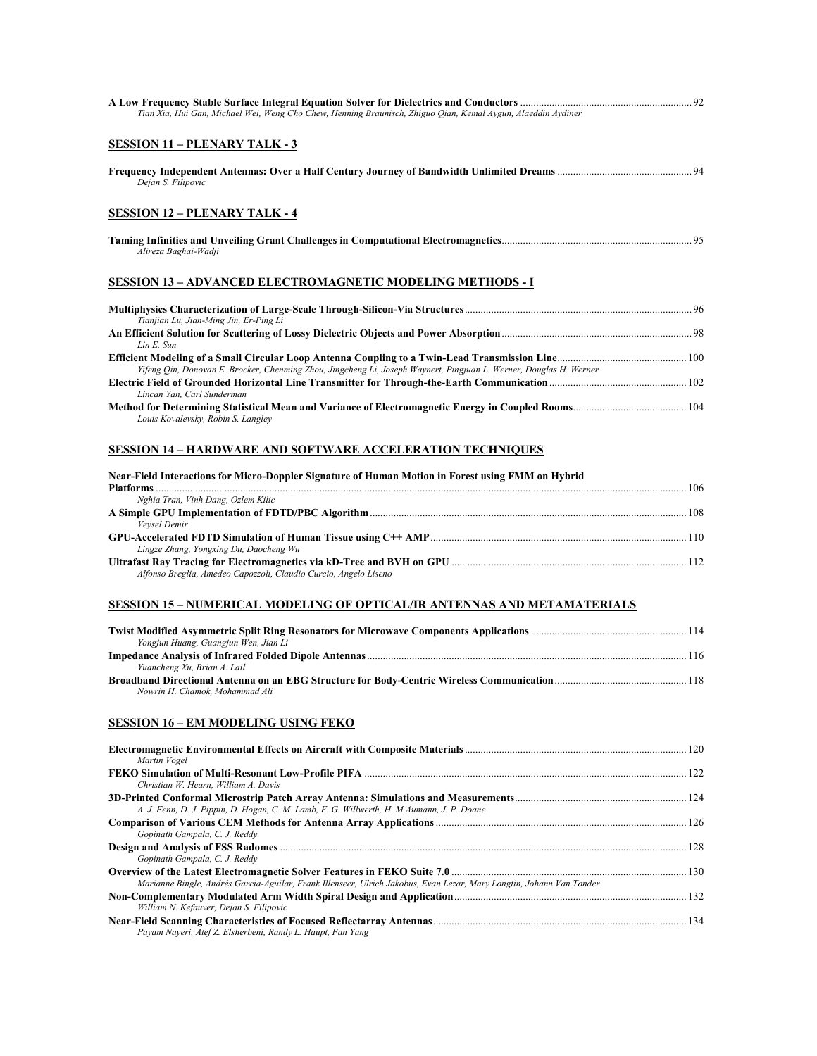**A Low Frequency Stable Surface Integral Equation Solver for Dielectrics and Conductors** ........ 92
*Tian Xia, Hui Gan, Michael Wei, Weng Cho Chew, Henning Braunisch, Zhiguo Qian, Kemal Aygun, Alaeddin Aydiner*

## SESSION 11 – PLENARY TALK - 3

**Frequency Independent Antennas: Over a Half Century Journey of Bandwidth Unlimited Dreams** ........ 94
*Dejan S. Filipovic*

## SESSION 12 – PLENARY TALK - 4

**Taming Infinities and Unveiling Grant Challenges in Computational Electromagnetics** ........ 95
*Alireza Baghai-Wadji*

## SESSION 13 – ADVANCED ELECTROMAGNETIC MODELING METHODS - I

**Multiphysics Characterization of Large-Scale Through-Silicon-Via Structures** ........ 96
*Tianjian Lu, Jian-Ming Jin, Er-Ping Li*

**An Efficient Solution for Scattering of Lossy Dielectric Objects and Power Absorption** ........ 98
*Lin E. Sun*

**Efficient Modeling of a Small Circular Loop Antenna Coupling to a Twin-Lead Transmission Line** ........ 100
*Yifeng Qin, Donovan E. Brocker, Chenming Zhou, Jingcheng Li, Joseph Waynert, Pingjuan L. Werner, Douglas H. Werner*

**Electric Field of Grounded Horizontal Line Transmitter for Through-the-Earth Communication** ........ 102
*Lincan Yan, Carl Sunderman*

**Method for Determining Statistical Mean and Variance of Electromagnetic Energy in Coupled Rooms** ........ 104
*Louis Kovalevsky, Robin S. Langley*

## SESSION 14 – HARDWARE AND SOFTWARE ACCELERATION TECHNIQUES

**Near-Field Interactions for Micro-Doppler Signature of Human Motion in Forest using FMM on Hybrid Platforms** ........ 106
*Nghia Tran, Vinh Dang, Ozlem Kilic*

**A Simple GPU Implementation of FDTD/PBC Algorithm** ........ 108
*Veysel Demir*

**GPU-Accelerated FDTD Simulation of Human Tissue using C++ AMP** ........ 110
*Lingze Zhang, Yongxing Du, Daocheng Wu*

**Ultrafast Ray Tracing for Electromagnetics via kD-Tree and BVH on GPU** ........ 112
*Alfonso Breglia, Amedeo Capozzoli, Claudio Curcio, Angelo Liseno*

## SESSION 15 – NUMERICAL MODELING OF OPTICAL/IR ANTENNAS AND METAMATERIALS

**Twist Modified Asymmetric Split Ring Resonators for Microwave Components Applications** ........ 114
*Yongjun Huang, Guangjun Wen, Jian Li*

**Impedance Analysis of Infrared Folded Dipole Antennas** ........ 116
*Yuancheng Xu, Brian A. Lail*

**Broadband Directional Antenna on an EBG Structure for Body-Centric Wireless Communication** ........ 118
*Nowrin H. Chamok, Mohammad Ali*

## SESSION 16 – EM MODELING USING FEKO

**Electromagnetic Environmental Effects on Aircraft with Composite Materials** ........ 120
*Martin Vogel*

**FEKO Simulation of Multi-Resonant Low-Profile PIFA** ........ 122
*Christian W. Hearn, William A. Davis*

**3D-Printed Conformal Microstrip Patch Array Antenna: Simulations and Measurements** ........ 124
*A. J. Fenn, D. J. Pippin, D. Hogan, C. M. Lamb, F. G. Willwerth, H. M Aumann, J. P. Doane*

**Comparison of Various CEM Methods for Antenna Array Applications** ........ 126
*Gopinath Gampala, C. J. Reddy*

**Design and Analysis of FSS Radomes** ........ 128
*Gopinath Gampala, C. J. Reddy*

**Overview of the Latest Electromagnetic Solver Features in FEKO Suite 7.0** ........ 130
*Marianne Bingle, Andrés Garcia-Aguilar, Frank Illenseer, Ulrich Jakobus, Evan Lezar, Mary Longtin, Johann Van Tonder*

**Non-Complementary Modulated Arm Width Spiral Design and Application** ........ 132
*William N. Kefauver, Dejan S. Filipovic*

**Near-Field Scanning Characteristics of Focused Reflectarray Antennas** ........ 134
*Payam Nayeri, Atef Z. Elsherbeni, Randy L. Haupt, Fan Yang*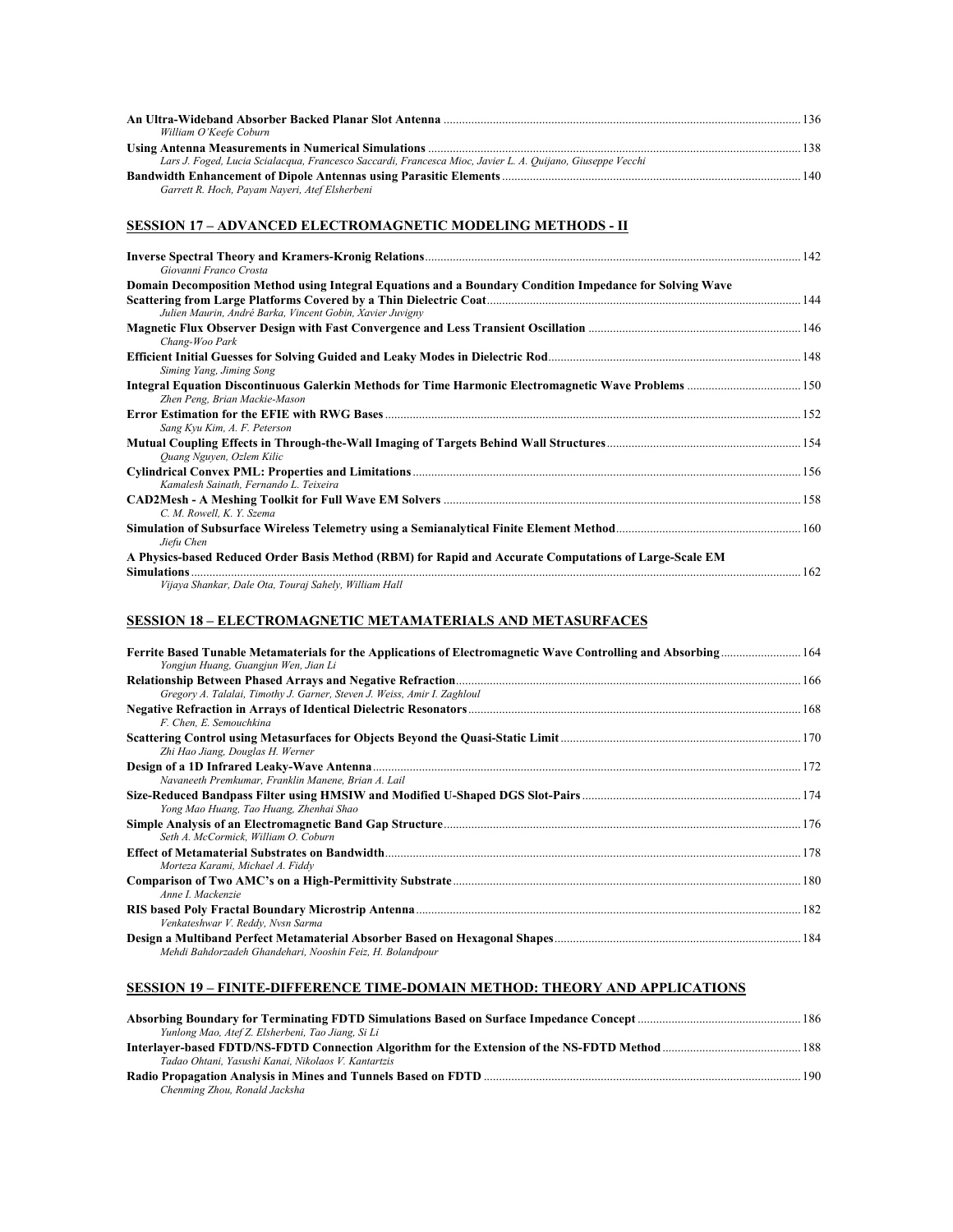**An Ultra-Wideband Absorber Backed Planar Slot Antenna** .......... 136
*William O'Keefe Coburn*

**Using Antenna Measurements in Numerical Simulations** .......... 138
*Lars J. Foged, Lucia Scialacqua, Francesco Saccardi, Francesca Mioc, Javier L. A. Quijano, Giuseppe Vecchi*

**Bandwidth Enhancement of Dipole Antennas using Parasitic Elements** .......... 140
*Garrett R. Hoch, Payam Nayeri, Atef Elsherbeni*

## SESSION 17 – ADVANCED ELECTROMAGNETIC MODELING METHODS - II

**Inverse Spectral Theory and Kramers-Kronig Relations** .......... 142
*Giovanni Franco Crosta*

**Domain Decomposition Method using Integral Equations and a Boundary Condition Impedance for Solving Wave Scattering from Large Platforms Covered by a Thin Dielectric Coat** .......... 144
*Julien Maurin, André Barka, Vincent Gobin, Xavier Juvigny*

**Magnetic Flux Observer Design with Fast Convergence and Less Transient Oscillation** .......... 146
*Chang-Woo Park*

**Efficient Initial Guesses for Solving Guided and Leaky Modes in Dielectric Rod** .......... 148
*Siming Yang, Jiming Song*

**Integral Equation Discontinuous Galerkin Methods for Time Harmonic Electromagnetic Wave Problems** .......... 150
*Zhen Peng, Brian Mackie-Mason*

**Error Estimation for the EFIE with RWG Bases** .......... 152
*Sang Kyu Kim, A. F. Peterson*

**Mutual Coupling Effects in Through-the-Wall Imaging of Targets Behind Wall Structures** .......... 154
*Quang Nguyen, Ozlem Kilic*

**Cylindrical Convex PML: Properties and Limitations** .......... 156
*Kamalesh Sainath, Fernando L. Teixeira*

**CAD2Mesh - A Meshing Toolkit for Full Wave EM Solvers** .......... 158
*C. M. Rowell, K. Y. Szema*

**Simulation of Subsurface Wireless Telemetry using a Semianalytical Finite Element Method** .......... 160
*Jiefu Chen*

**A Physics-based Reduced Order Basis Method (RBM) for Rapid and Accurate Computations of Large-Scale EM Simulations** .......... 162
*Vijaya Shankar, Dale Ota, Touraj Sahely, William Hall*

## SESSION 18 – ELECTROMAGNETIC METAMATERIALS AND METASURFACES

**Ferrite Based Tunable Metamaterials for the Applications of Electromagnetic Wave Controlling and Absorbing** .......... 164
*Yongjun Huang, Guangjun Wen, Jian Li*

**Relationship Between Phased Arrays and Negative Refraction** .......... 166
*Gregory A. Talalai, Timothy J. Garner, Steven J. Weiss, Amir I. Zaghloul*

**Negative Refraction in Arrays of Identical Dielectric Resonators** .......... 168
*F. Chen, E. Semouchkina*

**Scattering Control using Metasurfaces for Objects Beyond the Quasi-Static Limit** .......... 170
*Zhi Hao Jiang, Douglas H. Werner*

**Design of a 1D Infrared Leaky-Wave Antenna** .......... 172
*Navaneeth Premkumar, Franklin Manene, Brian A. Lail*

**Size-Reduced Bandpass Filter using HMSIW and Modified U-Shaped DGS Slot-Pairs** .......... 174
*Yong Mao Huang, Tao Huang, Zhenhai Shao*

**Simple Analysis of an Electromagnetic Band Gap Structure** .......... 176
*Seth A. McCormick, William O. Coburn*

**Effect of Metamaterial Substrates on Bandwidth** .......... 178
*Morteza Karami, Michael A. Fiddy*

**Comparison of Two AMC's on a High-Permittivity Substrate** .......... 180
*Anne I. Mackenzie*

**RIS based Poly Fractal Boundary Microstrip Antenna** .......... 182
*Venkateshwar V. Reddy, Nvsn Sarma*

**Design a Multiband Perfect Metamaterial Absorber Based on Hexagonal Shapes** .......... 184
*Mehdi Bahdorzadeh Ghandehari, Nooshin Feiz, H. Bolandpour*

## SESSION 19 – FINITE-DIFFERENCE TIME-DOMAIN METHOD: THEORY AND APPLICATIONS

**Absorbing Boundary for Terminating FDTD Simulations Based on Surface Impedance Concept** .......... 186
*Yunlong Mao, Atef Z. Elsherbeni, Tao Jiang, Si Li*

**Interlayer-based FDTD/NS-FDTD Connection Algorithm for the Extension of the NS-FDTD Method** .......... 188
*Tadao Ohtani, Yasushi Kanai, Nikolaos V. Kantartzis*

**Radio Propagation Analysis in Mines and Tunnels Based on FDTD** .......... 190
*Chenming Zhou, Ronald Jacksha*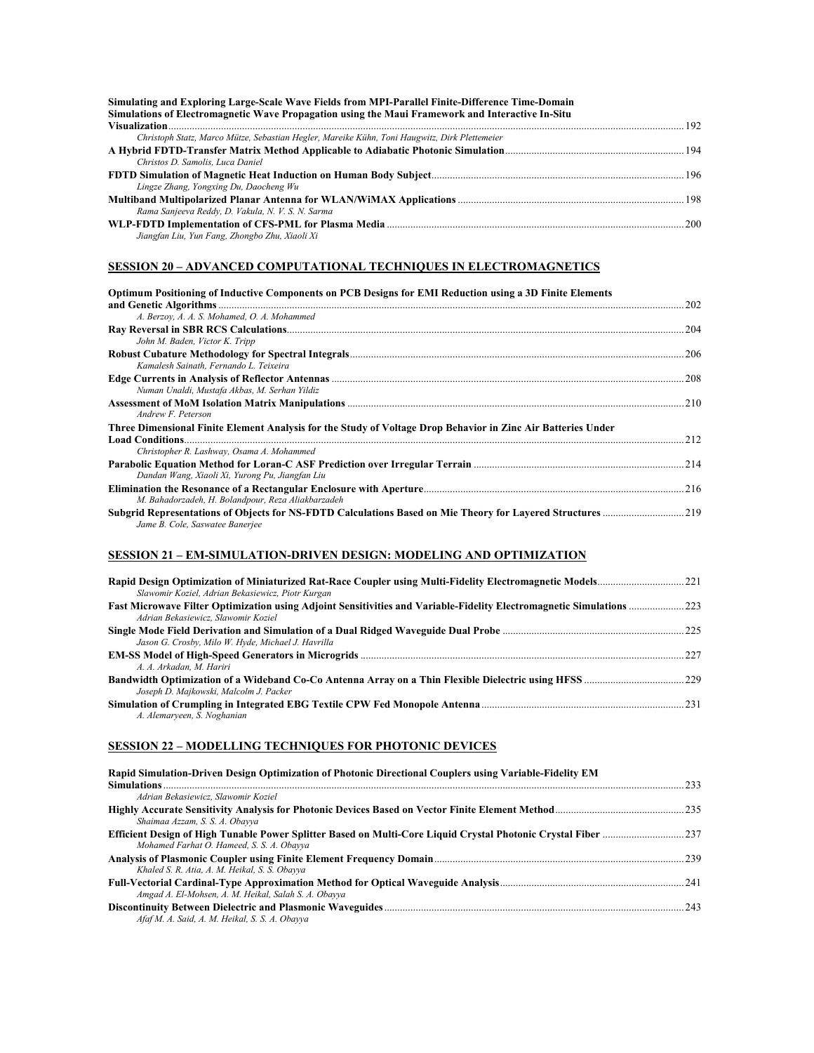**Simulating and Exploring Large-Scale Wave Fields from MPI-Parallel Finite-Difference Time-Domain Simulations of Electromagnetic Wave Propagation using the Maui Framework and Interactive In-Situ Visualization** ........ 192
*Christoph Statz, Marco Mütze, Sebastian Hegler, Mareike Kühn, Toni Haugwitz, Dirk Plettemeier*

**A Hybrid FDTD-Transfer Matrix Method Applicable to Adiabatic Photonic Simulation** ........ 194
*Christos D. Samolis, Luca Daniel*

**FDTD Simulation of Magnetic Heat Induction on Human Body Subject** ........ 196
*Lingze Zhang, Yongxing Du, Daocheng Wu*

**Multiband Multipolarized Planar Antenna for WLAN/WiMAX Applications** ........ 198
*Rama Sanjeeva Reddy, D. Vakula, N. V. S. N. Sarma*

**WLP-FDTD Implementation of CFS-PML for Plasma Media** ........ 200
*Jiangfan Liu, Yun Fang, Zhongbo Zhu, Xiaoli Xi*

## SESSION 20 – ADVANCED COMPUTATIONAL TECHNIQUES IN ELECTROMAGNETICS

**Optimum Positioning of Inductive Components on PCB Designs for EMI Reduction using a 3D Finite Elements and Genetic Algorithms** ........ 202
*A. Berzoy, A. A. S. Mohamed, O. A. Mohammed*

**Ray Reversal in SBR RCS Calculations** ........ 204
*John M. Baden, Victor K. Tripp*

**Robust Cubature Methodology for Spectral Integrals** ........ 206
*Kamalesh Sainath, Fernando L. Teixeira*

**Edge Currents in Analysis of Reflector Antennas** ........ 208
*Numan Unaldi, Mustafa Akbas, M. Serhan Yildiz*

**Assessment of MoM Isolation Matrix Manipulations** ........ 210
*Andrew F. Peterson*

**Three Dimensional Finite Element Analysis for the Study of Voltage Drop Behavior in Zinc Air Batteries Under Load Conditions** ........ 212
*Christopher R. Lashway, Osama A. Mohammed*

**Parabolic Equation Method for Loran-C ASF Prediction over Irregular Terrain** ........ 214
*Dandan Wang, Xiaoli Xi, Yurong Pu, Jiangfan Liu*

**Elimination the Resonance of a Rectangular Enclosure with Aperture** ........ 216
*M. Bahadorzadeh, H. Bolandpour, Reza Aliakbarzadeh*

**Subgrid Representations of Objects for NS-FDTD Calculations Based on Mie Theory for Layered Structures** ........ 219
*Jame B. Cole, Saswatee Banerjee*

## SESSION 21 – EM-SIMULATION-DRIVEN DESIGN: MODELING AND OPTIMIZATION

**Rapid Design Optimization of Miniaturized Rat-Race Coupler using Multi-Fidelity Electromagnetic Models** ........ 221
*Slawomir Koziel, Adrian Bekasiewicz, Piotr Kurgan*

**Fast Microwave Filter Optimization using Adjoint Sensitivities and Variable-Fidelity Electromagnetic Simulations** ........ 223
*Adrian Bekasiewicz, Slawomir Koziel*

**Single Mode Field Derivation and Simulation of a Dual Ridged Waveguide Dual Probe** ........ 225
*Jason G. Crosby, Milo W. Hyde, Michael J. Havrilla*

**EM-SS Model of High-Speed Generators in Microgrids** ........ 227
*A. A. Arkadan, M. Hariri*

**Bandwidth Optimization of a Wideband Co-Co Antenna Array on a Thin Flexible Dielectric using HFSS** ........ 229
*Joseph D. Majkowski, Malcolm J. Packer*

**Simulation of Crumpling in Integrated EBG Textile CPW Fed Monopole Antenna** ........ 231
*A. Alemaryeen, S. Noghanian*

## SESSION 22 – MODELLING TECHNIQUES FOR PHOTONIC DEVICES

**Rapid Simulation-Driven Design Optimization of Photonic Directional Couplers using Variable-Fidelity EM Simulations** ........ 233
*Adrian Bekasiewicz, Slawomir Koziel*

**Highly Accurate Sensitivity Analysis for Photonic Devices Based on Vector Finite Element Method** ........ 235
*Shaimaa Azzam, S. S. A. Obayya*

**Efficient Design of High Tunable Power Splitter Based on Multi-Core Liquid Crystal Photonic Crystal Fiber** ........ 237
*Mohamed Farhat O. Hameed, S. S. A. Obayya*

**Analysis of Plasmonic Coupler using Finite Element Frequency Domain** ........ 239
*Khaled S. R. Atia, A. M. Heikal, S. S. Obayya*

**Full-Vectorial Cardinal-Type Approximation Method for Optical Waveguide Analysis** ........ 241
*Amgad A. El-Mohsen, A. M. Heikal, Salah S. A. Obayya*

**Discontinuity Between Dielectric and Plasmonic Waveguides** ........ 243
*Afaf M. A. Said, A. M. Heikal, S. S. A. Obayya*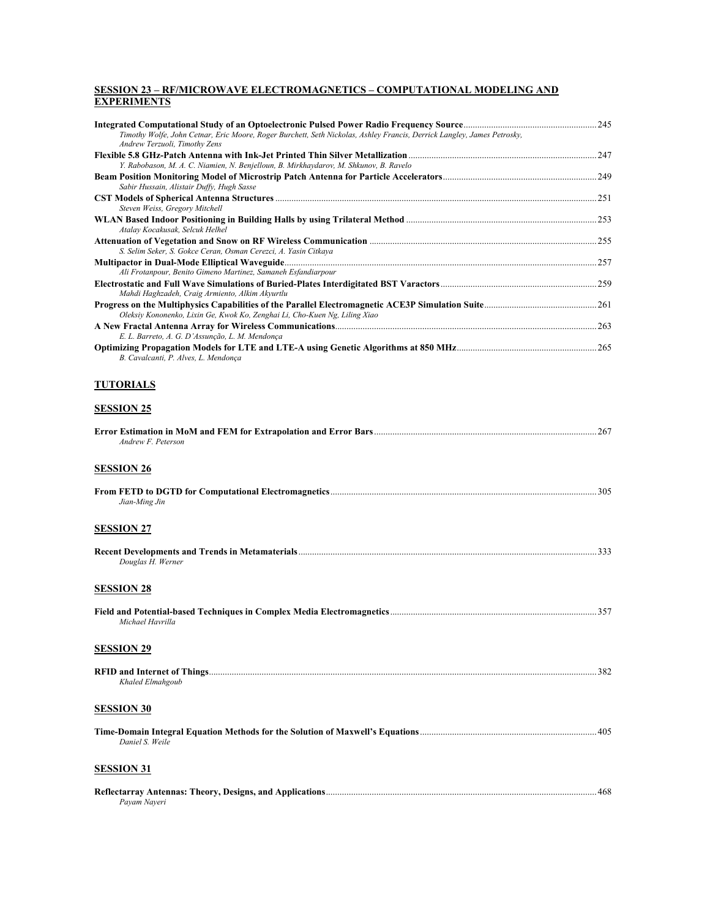## SESSION 23 – RF/MICROWAVE ELECTROMAGNETICS – COMPUTATIONAL MODELING AND EXPERIMENTS

**Integrated Computational Study of an Optoelectronic Pulsed Power Radio Frequency Source** .......... 245
*Timothy Wolfe, John Cetnar, Eric Moore, Roger Burchett, Seth Nickolas, Ashley Francis, Derrick Langley, James Petrosky, Andrew Terzuoli, Timothy Zens*

**Flexible 5.8 GHz-Patch Antenna with Ink-Jet Printed Thin Silver Metallization** .......... 247
*Y. Rabobason, M. A. C. Niamien, N. Benjelloun, B. Mirkhaydarov, M. Shkunov, B. Ravelo*

**Beam Position Monitoring Model of Microstrip Patch Antenna for Particle Accelerators** .......... 249
*Sabir Hussain, Alistair Duffy, Hugh Sasse*

**CST Models of Spherical Antenna Structures** .......... 251
*Steven Weiss, Gregory Mitchell*

**WLAN Based Indoor Positioning in Building Halls by using Trilateral Method** .......... 253
*Atalay Kocakusak, Selcuk Helhel*

**Attenuation of Vegetation and Snow on RF Wireless Communication** .......... 255
*S. Selim Seker, S. Gokce Ceran, Osman Cerezci, A. Yasin Citkaya*

**Multipactor in Dual-Mode Elliptical Waveguide** .......... 257
*Ali Frotanpour, Benito Gimeno Martinez, Samaneh Esfandiarpour*

**Electrostatic and Full Wave Simulations of Buried-Plates Interdigitated BST Varactors** .......... 259
*Mahdi Haghzadeh, Craig Armiento, Alkim Akyurtlu*

**Progress on the Multiphysics Capabilities of the Parallel Electromagnetic ACE3P Simulation Suite** .......... 261
*Oleksiy Kononenko, Lixin Ge, Kwok Ko, Zenghai Li, Cho-Kuen Ng, Liling Xiao*

**A New Fractal Antenna Array for Wireless Communications** .......... 263
*E. L. Barreto, A. G. D'Assunção, L. M. Mendonça*

**Optimizing Propagation Models for LTE and LTE-A using Genetic Algorithms at 850 MHz** .......... 265
*B. Cavalcanti, P. Alves, L. Mendonça*

## TUTORIALS

## SESSION 25

**Error Estimation in MoM and FEM for Extrapolation and Error Bars** .......... 267
*Andrew F. Peterson*

## SESSION 26

**From FETD to DGTD for Computational Electromagnetics** .......... 305
*Jian-Ming Jin*

## SESSION 27

**Recent Developments and Trends in Metamaterials** .......... 333
*Douglas H. Werner*

## SESSION 28

**Field and Potential-based Techniques in Complex Media Electromagnetics** .......... 357
*Michael Havrilla*

## SESSION 29

**RFID and Internet of Things** .......... 382
*Khaled Elmahgoub*

## SESSION 30

**Time-Domain Integral Equation Methods for the Solution of Maxwell's Equations** .......... 405
*Daniel S. Weile*

## SESSION 31

**Reflectarray Antennas: Theory, Designs, and Applications** .......... 468
*Payam Nayeri*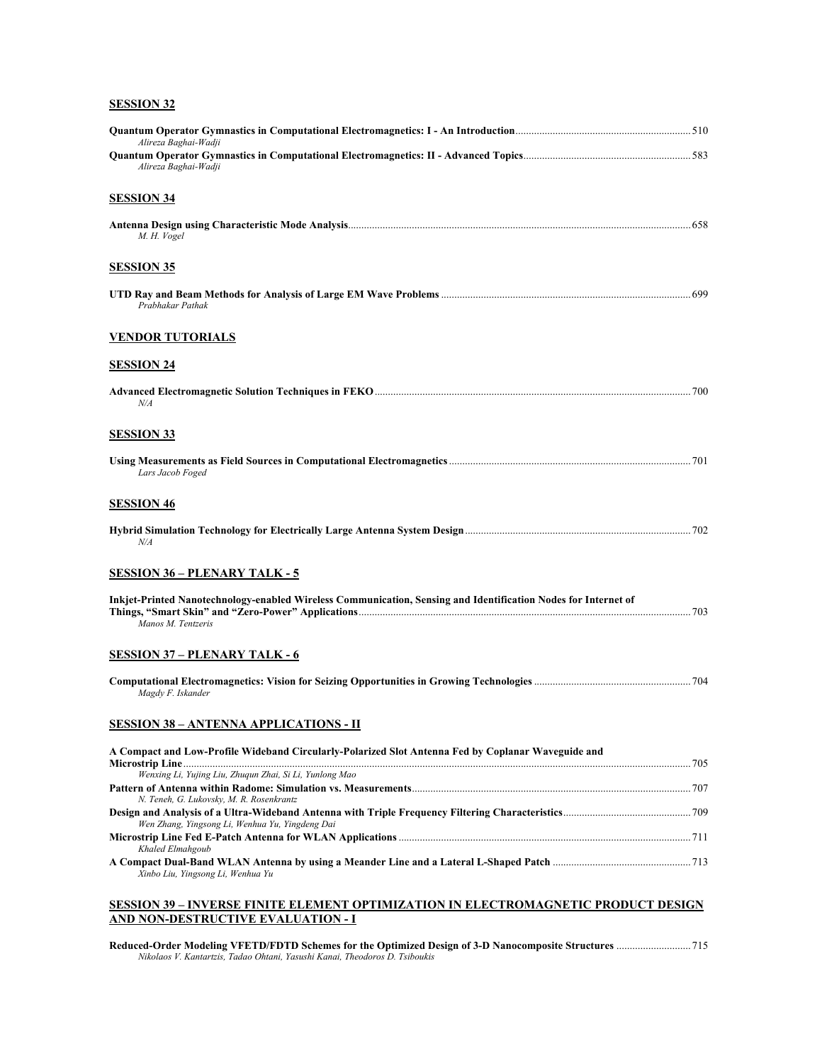## SESSION 32

**Quantum Operator Gymnastics in Computational Electromagnetics: I - An Introduction** ... 510
*Alireza Baghai-Wadji*

**Quantum Operator Gymnastics in Computational Electromagnetics: II - Advanced Topics** ... 583
*Alireza Baghai-Wadji*

## SESSION 34

**Antenna Design using Characteristic Mode Analysis** ... 658
*M. H. Vogel*

## SESSION 35

**UTD Ray and Beam Methods for Analysis of Large EM Wave Problems** ... 699
*Prabhakar Pathak*

## VENDOR TUTORIALS

## SESSION 24

**Advanced Electromagnetic Solution Techniques in FEKO** ... 700
*N/A*

## SESSION 33

**Using Measurements as Field Sources in Computational Electromagnetics** ... 701
*Lars Jacob Foged*

## SESSION 46

**Hybrid Simulation Technology for Electrically Large Antenna System Design** ... 702
*N/A*

## SESSION 36 – PLENARY TALK - 5

**Inkjet-Printed Nanotechnology-enabled Wireless Communication, Sensing and Identification Nodes for Internet of Things, "Smart Skin" and "Zero-Power" Applications** ... 703
*Manos M. Tentzeris*

## SESSION 37 – PLENARY TALK - 6

**Computational Electromagnetics: Vision for Seizing Opportunities in Growing Technologies** ... 704
*Magdy F. Iskander*

## SESSION 38 – ANTENNA APPLICATIONS - II

**A Compact and Low-Profile Wideband Circularly-Polarized Slot Antenna Fed by Coplanar Waveguide and Microstrip Line** ... 705
*Wenxing Li, Yujing Liu, Zhuqun Zhai, Si Li, Yunlong Mao*

**Pattern of Antenna within Radome: Simulation vs. Measurements** ... 707
*N. Teneh, G. Lukovsky, M. R. Rosenkrantz*

**Design and Analysis of a Ultra-Wideband Antenna with Triple Frequency Filtering Characteristics** ... 709
*Wen Zhang, Yingsong Li, Wenhua Yu, Yingdeng Dai*

**Microstrip Line Fed E-Patch Antenna for WLAN Applications** ... 711
*Khaled Elmahgoub*

**A Compact Dual-Band WLAN Antenna by using a Meander Line and a Lateral L-Shaped Patch** ... 713
*Xinbo Liu, Yingsong Li, Wenhua Yu*

## SESSION 39 – INVERSE FINITE ELEMENT OPTIMIZATION IN ELECTROMAGNETIC PRODUCT DESIGN AND NON-DESTRUCTIVE EVALUATION - I

**Reduced-Order Modeling VFETD/FDTD Schemes for the Optimized Design of 3-D Nanocomposite Structures** ... 715
*Nikolaos V. Kantartzis, Tadao Ohtani, Yasushi Kanai, Theodoros D. Tsiboukis*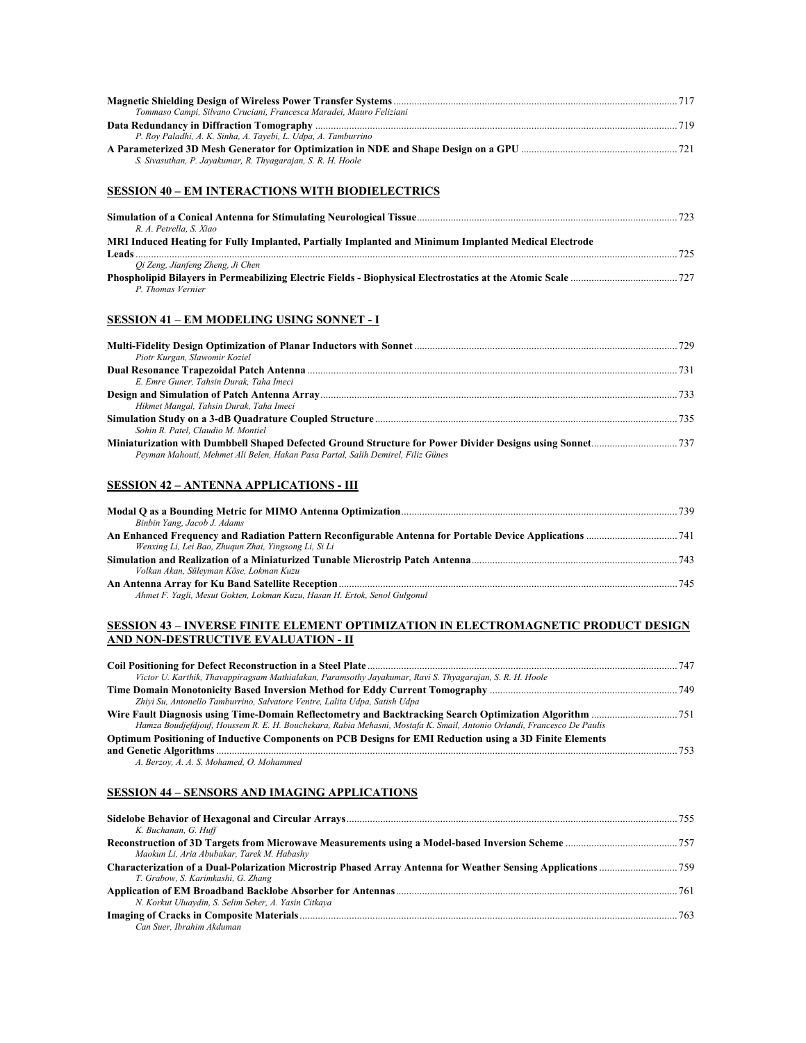**Magnetic Shielding Design of Wireless Power Transfer Systems** ... 717
*Tommaso Campi, Silvano Cruciani, Francesca Maradei, Mauro Feliziani*

**Data Redundancy in Diffraction Tomography** ... 719
*P. Roy Paladhi, A. K. Sinha, A. Tayebi, L. Udpa, A. Tamburrino*

**A Parameterized 3D Mesh Generator for Optimization in NDE and Shape Design on a GPU** ... 721
*S. Sivasuthan, P. Jayakumar, R. Thyagarajan, S. R. H. Hoole*

## SESSION 40 – EM INTERACTIONS WITH BIODIELECTRICS

**Simulation of a Conical Antenna for Stimulating Neurological Tissue** ... 723
*R. A. Petrella, S. Xiao*

**MRI Induced Heating for Fully Implanted, Partially Implanted and Minimum Implanted Medical Electrode Leads** ... 725
*Qi Zeng, Jianfeng Zheng, Ji Chen*

**Phospholipid Bilayers in Permeabilizing Electric Fields - Biophysical Electrostatics at the Atomic Scale** ... 727
*P. Thomas Vernier*

## SESSION 41 – EM MODELING USING SONNET - I

**Multi-Fidelity Design Optimization of Planar Inductors with Sonnet** ... 729
*Piotr Kurgan, Slawomir Koziel*

**Dual Resonance Trapezoidal Patch Antenna** ... 731
*E. Emre Guner, Tahsin Durak, Taha Imeci*

**Design and Simulation of Patch Antenna Array** ... 733
*Hikmet Mangal, Tahsin Durak, Taha Imeci*

**Simulation Study on a 3-dB Quadrature Coupled Structure** ... 735
*Sohin R. Patel, Claudio M. Montiel*

**Miniaturization with Dumbbell Shaped Defected Ground Structure for Power Divider Designs using Sonnet** ... 737
*Peyman Mahouti, Mehmet Ali Belen, Hakan Pasa Partal, Salih Demirel, Filiz Günes*

## SESSION 42 – ANTENNA APPLICATIONS - III

**Modal Q as a Bounding Metric for MIMO Antenna Optimization** ... 739
*Binbin Yang, Jacob J. Adams*

**An Enhanced Frequency and Radiation Pattern Reconfigurable Antenna for Portable Device Applications** ... 741
*Wenxing Li, Lei Bao, Zhuqun Zhai, Yingsong Li, Si Li*

**Simulation and Realization of a Miniaturized Tunable Microstrip Patch Antenna** ... 743
*Volkan Akan, Süleyman Köse, Lokman Kuzu*

**An Antenna Array for Ku Band Satellite Reception** ... 745
*Ahmet F. Yagli, Mesut Gokten, Lokman Kuzu, Hasan H. Ertok, Senol Gulgonul*

## SESSION 43 – INVERSE FINITE ELEMENT OPTIMIZATION IN ELECTROMAGNETIC PRODUCT DESIGN AND NON-DESTRUCTIVE EVALUATION - II

**Coil Positioning for Defect Reconstruction in a Steel Plate** ... 747
*Victor U. Karthik, Thavappiragsam Mathialakan, Paramsothy Jayakumar, Ravi S. Thyagarajan, S. R. H. Hoole*

**Time Domain Monotonicity Based Inversion Method for Eddy Current Tomography** ... 749
*Zhiyi Su, Antonello Tamburrino, Salvatore Ventre, Lalita Udpa, Satish Udpa*

**Wire Fault Diagnosis using Time-Domain Reflectometry and Backtracking Search Optimization Algorithm** ... 751
*Hamza Boudjefdjouf, Houssem R. E. H. Bouchekara, Rabia Mehasni, Mostafa K. Smail, Antonio Orlandi, Francesco De Paulis*

**Optimum Positioning of Inductive Components on PCB Designs for EMI Reduction using a 3D Finite Elements and Genetic Algorithms** ... 753
*A. Berzoy, A. A. S. Mohamed, O. Mohammed*

## SESSION 44 – SENSORS AND IMAGING APPLICATIONS

**Sidelobe Behavior of Hexagonal and Circular Arrays** ... 755
*K. Buchanan, G. Huff*

**Reconstruction of 3D Targets from Microwave Measurements using a Model-based Inversion Scheme** ... 757
*Maokun Li, Aria Abubakar, Tarek M. Habashy*

**Characterization of a Dual-Polarization Microstrip Phased Array Antenna for Weather Sensing Applications** ... 759
*T. Grabow, S. Karimkashi, G. Zhang*

**Application of EM Broadband Backlobe Absorber for Antennas** ... 761
*N. Korkut Uluaydin, S. Selim Seker, A. Yasin Citkaya*

**Imaging of Cracks in Composite Materials** ... 763
*Can Suer, Ibrahim Akduman*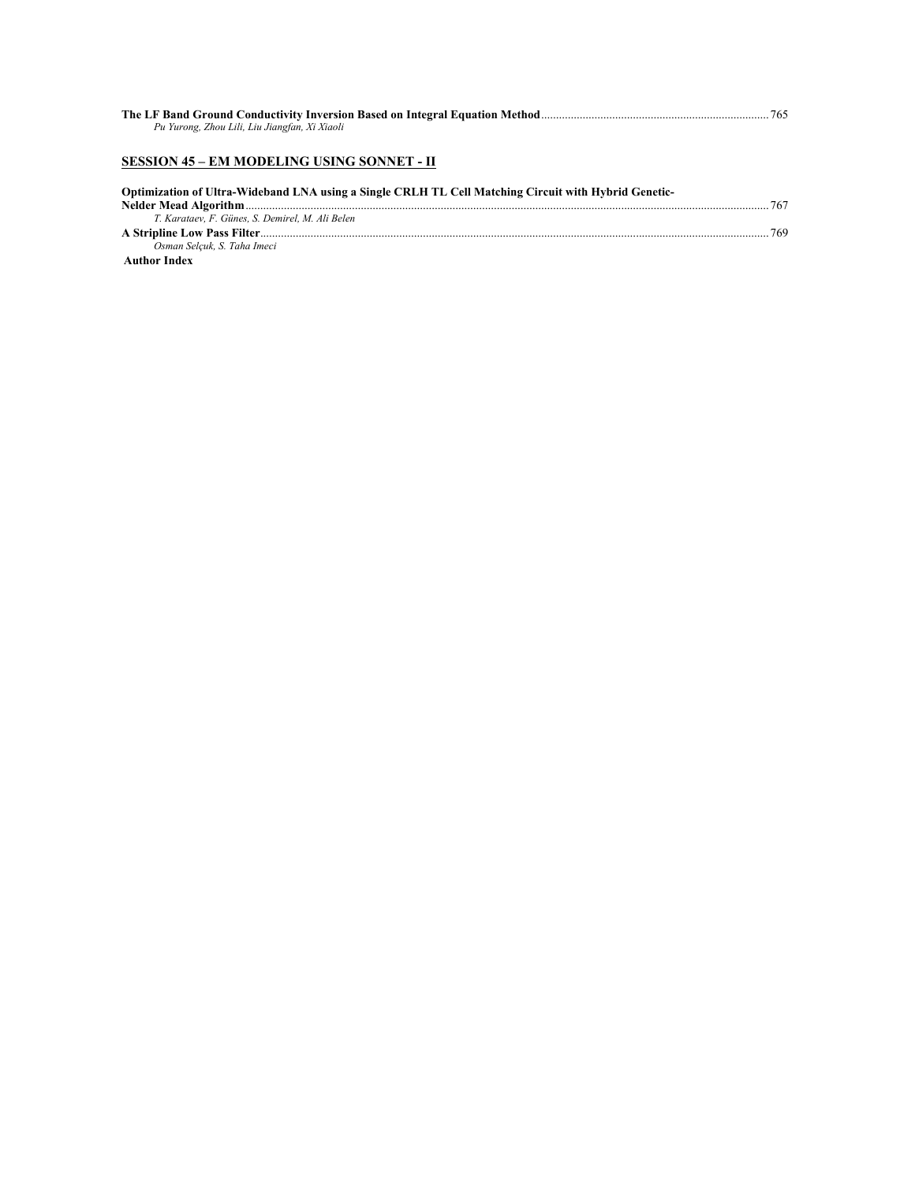**The LF Band Ground Conductivity Inversion Based on Integral Equation Method** ........ 765
*Pu Yurong, Zhou Lili, Liu Jiangfan, Xi Xiaoli*

## SESSION 45 – EM MODELING USING SONNET - II

**Optimization of Ultra-Wideband LNA using a Single CRLH TL Cell Matching Circuit with Hybrid Genetic-Nelder Mead Algorithm** ........ 767
*T. Karataev, F. Günes, S. Demirel, M. Ali Belen*

**A Stripline Low Pass Filter** ........ 769
*Osman Selçuk, S. Taha Imeci*

**Author Index**